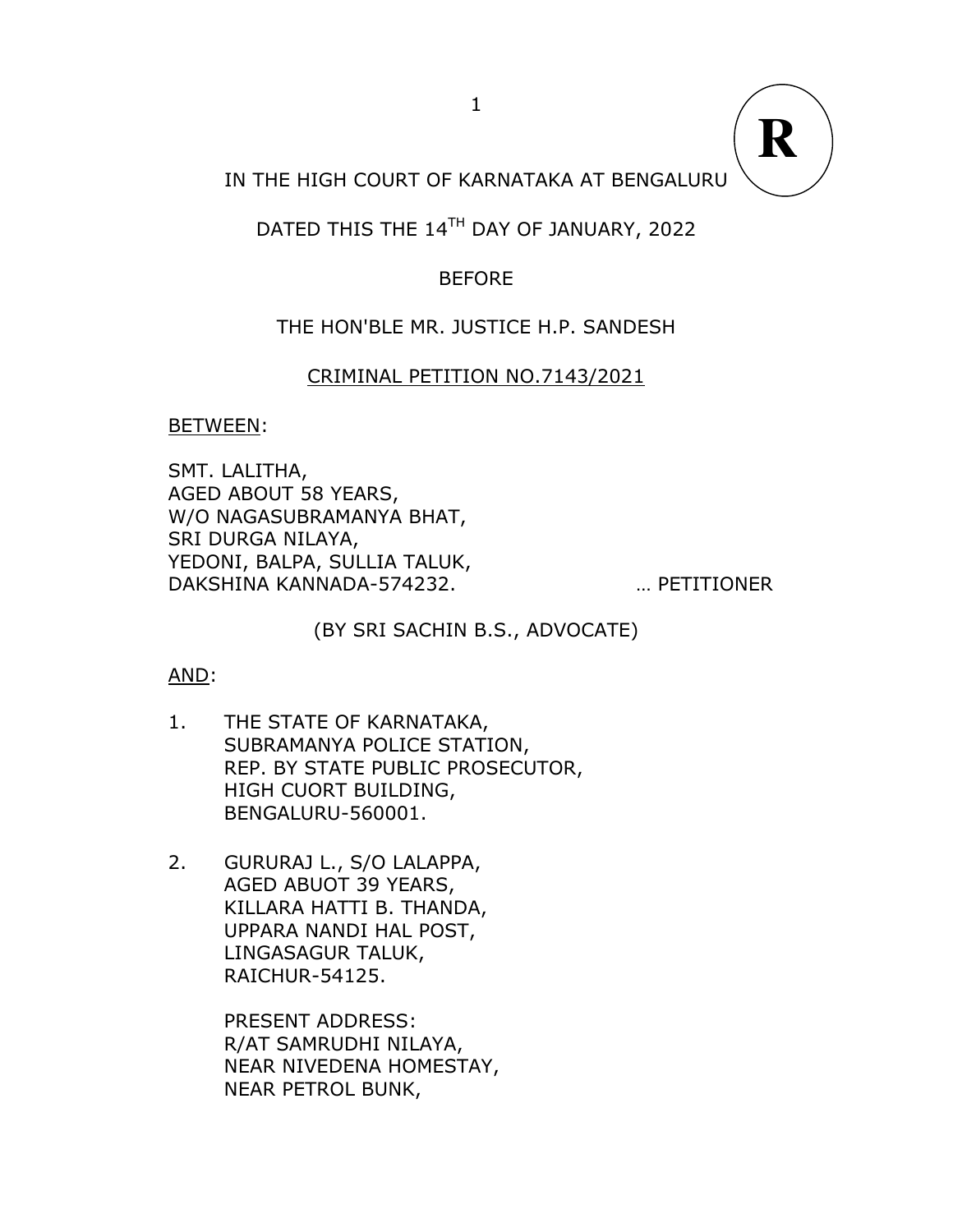**R**

IN THE HIGH COURT OF KARNATAKA AT BENGALURU

DATED THIS THE 14$^{TH}$ DAY OF JANUARY, 2022

BEFORE

THE HON'BLE MR. JUSTICE H.P. SANDESH

CRIMINAL PETITION NO.7143/2021

BETWEEN:

SMT. LALITHA,
AGED ABOUT 58 YEARS,
W/O NAGASUBRAMANYA BHAT,
SRI DURGA NILAYA,
YEDONI, BALPA, SULLIA TALUK,
DAKSHINA KANNADA-574232. … PETITIONER

(BY SRI SACHIN B.S., ADVOCATE)

AND:

1. THE STATE OF KARNATAKA,
   SUBRAMANYA POLICE STATION,
   REP. BY STATE PUBLIC PROSECUTOR,
   HIGH CUORT BUILDING,
   BENGALURU-560001.

2. GURURAJ L., S/O LALAPPA,
   AGED ABUOT 39 YEARS,
   KILLARA HATTI B. THANDA,
   UPPARA NANDI HAL POST,
   LINGASAGUR TALUK,
   RAICHUR-54125.

   PRESENT ADDRESS:
   R/AT SAMRUDHI NILAYA,
   NEAR NIVEDENA HOMESTAY,
   NEAR PETROL BUNK,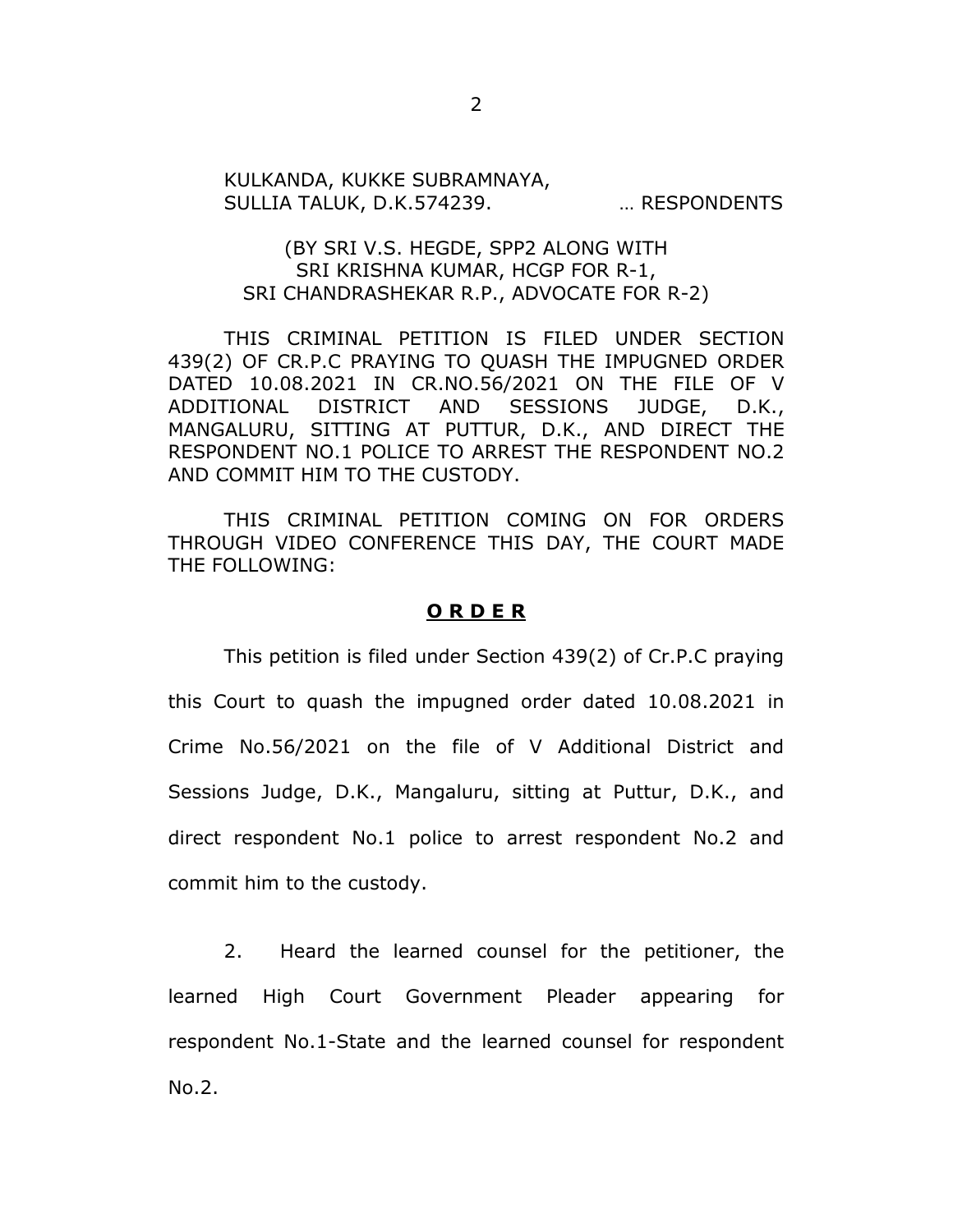KULKANDA, KUKKE SUBRAMNAYA,
SULLIA TALUK, D.K.574239. … RESPONDENTS

(BY SRI V.S. HEGDE, SPP2 ALONG WITH
SRI KRISHNA KUMAR, HCGP FOR R-1,
SRI CHANDRASHEKAR R.P., ADVOCATE FOR R-2)

THIS CRIMINAL PETITION IS FILED UNDER SECTION 439(2) OF CR.P.C PRAYING TO QUASH THE IMPUGNED ORDER DATED 10.08.2021 IN CR.NO.56/2021 ON THE FILE OF V ADDITIONAL DISTRICT AND SESSIONS JUDGE, D.K., MANGALURU, SITTING AT PUTTUR, D.K., AND DIRECT THE RESPONDENT NO.1 POLICE TO ARREST THE RESPONDENT NO.2 AND COMMIT HIM TO THE CUSTODY.

THIS CRIMINAL PETITION COMING ON FOR ORDERS THROUGH VIDEO CONFERENCE THIS DAY, THE COURT MADE THE FOLLOWING:

## **O R D E R**

This petition is filed under Section 439(2) of Cr.P.C praying this Court to quash the impugned order dated 10.08.2021 in Crime No.56/2021 on the file of V Additional District and Sessions Judge, D.K., Mangaluru, sitting at Puttur, D.K., and direct respondent No.1 police to arrest respondent No.2 and commit him to the custody.

2. Heard the learned counsel for the petitioner, the learned High Court Government Pleader appearing for respondent No.1-State and the learned counsel for respondent No.2.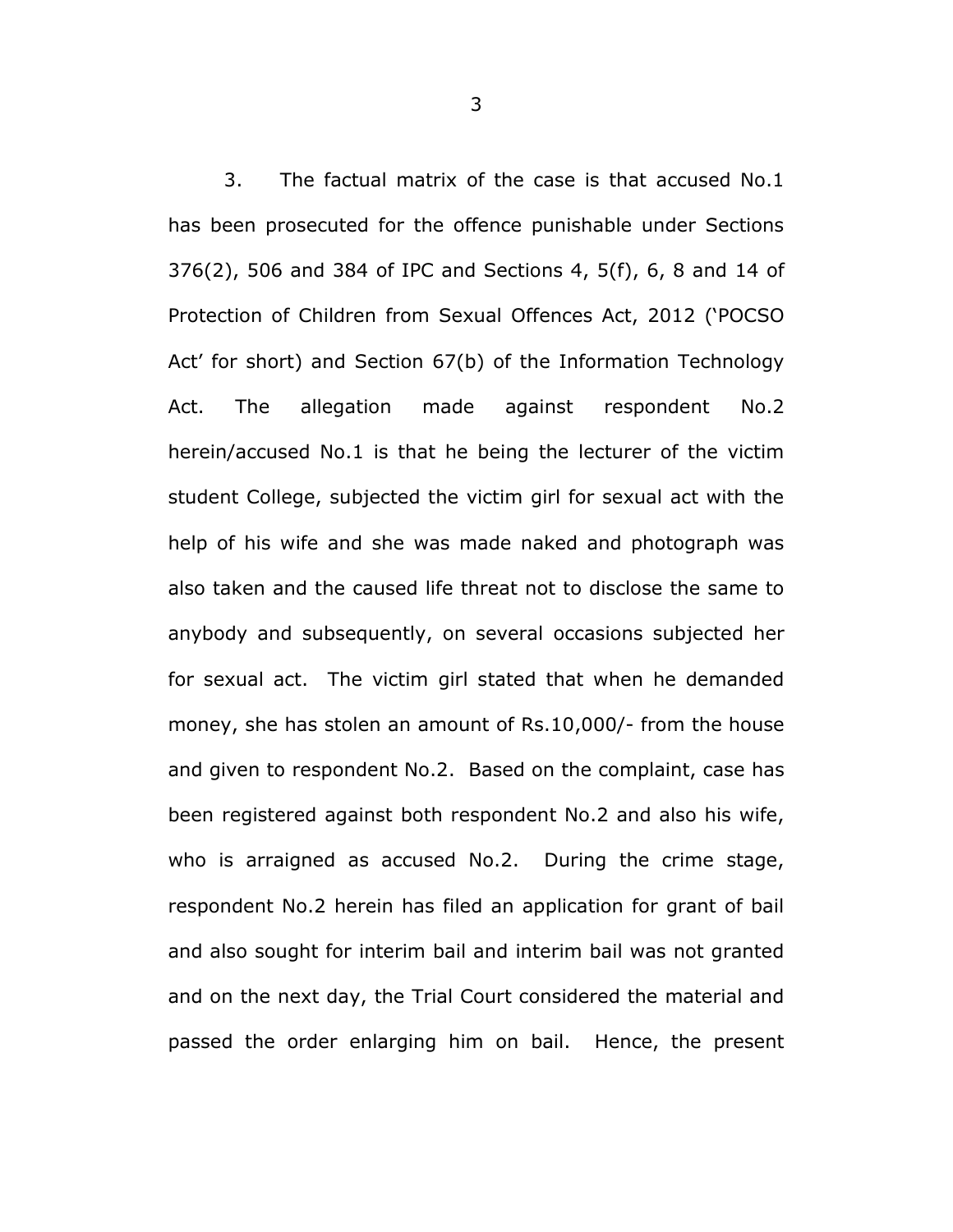3. The factual matrix of the case is that accused No.1 has been prosecuted for the offence punishable under Sections 376(2), 506 and 384 of IPC and Sections 4, 5(f), 6, 8 and 14 of Protection of Children from Sexual Offences Act, 2012 ('POCSO Act' for short) and Section 67(b) of the Information Technology Act. The allegation made against respondent No.2 herein/accused No.1 is that he being the lecturer of the victim student College, subjected the victim girl for sexual act with the help of his wife and she was made naked and photograph was also taken and the caused life threat not to disclose the same to anybody and subsequently, on several occasions subjected her for sexual act. The victim girl stated that when he demanded money, she has stolen an amount of Rs.10,000/- from the house and given to respondent No.2. Based on the complaint, case has been registered against both respondent No.2 and also his wife, who is arraigned as accused No.2. During the crime stage, respondent No.2 herein has filed an application for grant of bail and also sought for interim bail and interim bail was not granted and on the next day, the Trial Court considered the material and passed the order enlarging him on bail. Hence, the present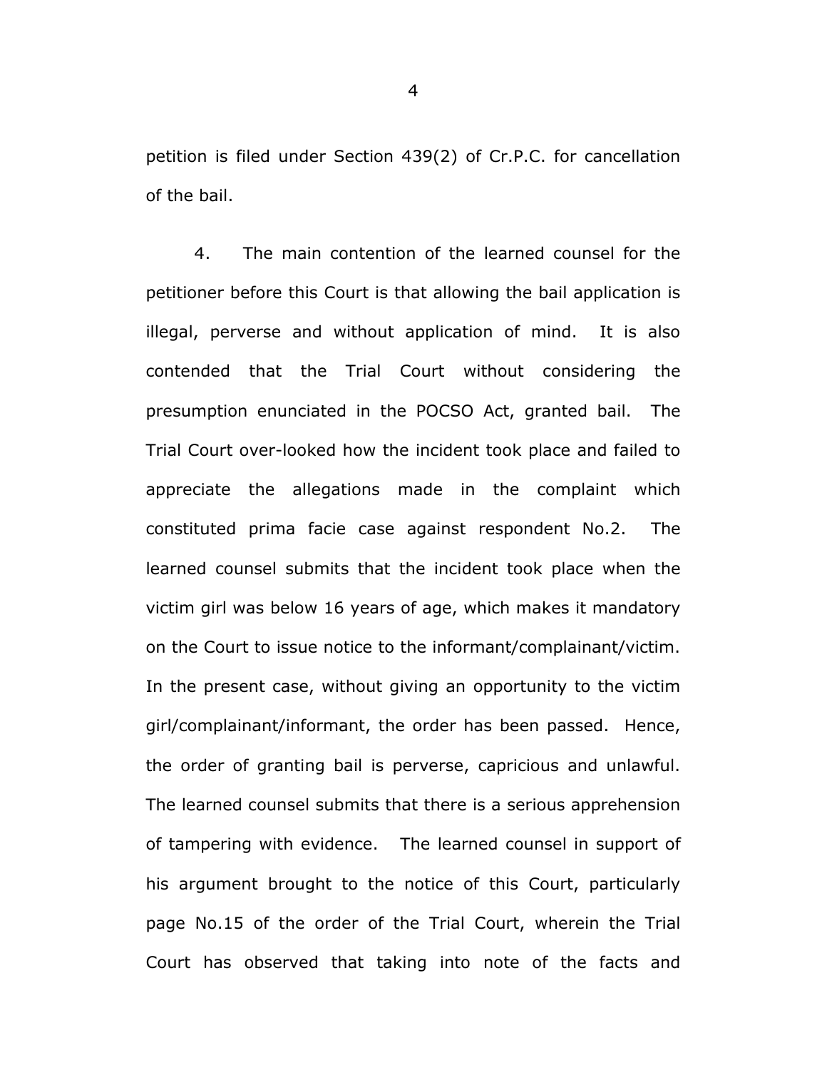petition is filed under Section 439(2) of Cr.P.C. for cancellation of the bail.

4. The main contention of the learned counsel for the petitioner before this Court is that allowing the bail application is illegal, perverse and without application of mind. It is also contended that the Trial Court without considering the presumption enunciated in the POCSO Act, granted bail. The Trial Court over-looked how the incident took place and failed to appreciate the allegations made in the complaint which constituted prima facie case against respondent No.2. The learned counsel submits that the incident took place when the victim girl was below 16 years of age, which makes it mandatory on the Court to issue notice to the informant/complainant/victim. In the present case, without giving an opportunity to the victim girl/complainant/informant, the order has been passed. Hence, the order of granting bail is perverse, capricious and unlawful. The learned counsel submits that there is a serious apprehension of tampering with evidence. The learned counsel in support of his argument brought to the notice of this Court, particularly page No.15 of the order of the Trial Court, wherein the Trial Court has observed that taking into note of the facts and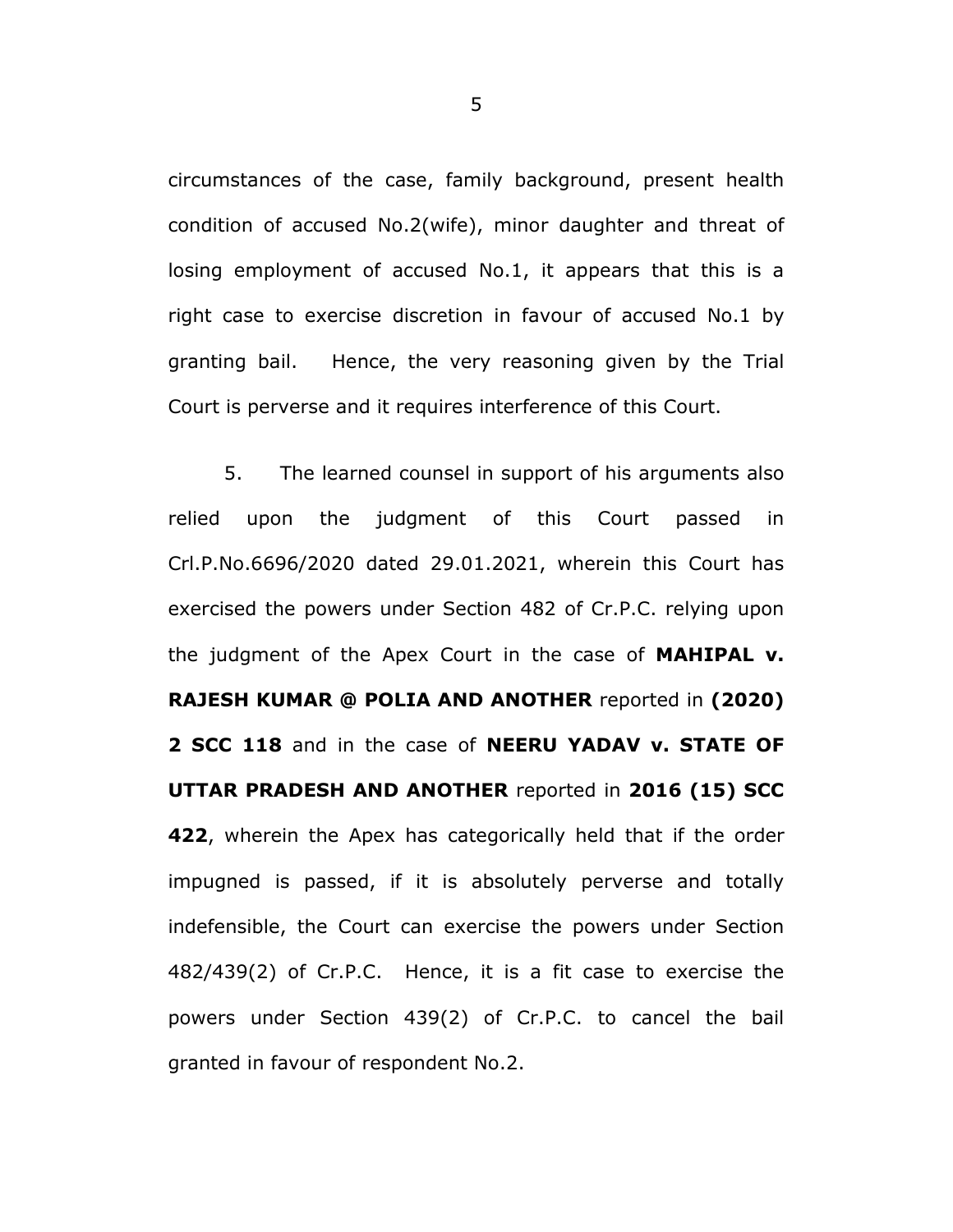circumstances of the case, family background, present health condition of accused No.2(wife), minor daughter and threat of losing employment of accused No.1, it appears that this is a right case to exercise discretion in favour of accused No.1 by granting bail. Hence, the very reasoning given by the Trial Court is perverse and it requires interference of this Court.

5. The learned counsel in support of his arguments also relied upon the judgment of this Court passed in Crl.P.No.6696/2020 dated 29.01.2021, wherein this Court has exercised the powers under Section 482 of Cr.P.C. relying upon the judgment of the Apex Court in the case of **MAHIPAL v. RAJESH KUMAR @ POLIA AND ANOTHER** reported in **(2020) 2 SCC 118** and in the case of **NEERU YADAV v. STATE OF UTTAR PRADESH AND ANOTHER** reported in **2016 (15) SCC 422**, wherein the Apex has categorically held that if the order impugned is passed, if it is absolutely perverse and totally indefensible, the Court can exercise the powers under Section 482/439(2) of Cr.P.C. Hence, it is a fit case to exercise the powers under Section 439(2) of Cr.P.C. to cancel the bail granted in favour of respondent No.2.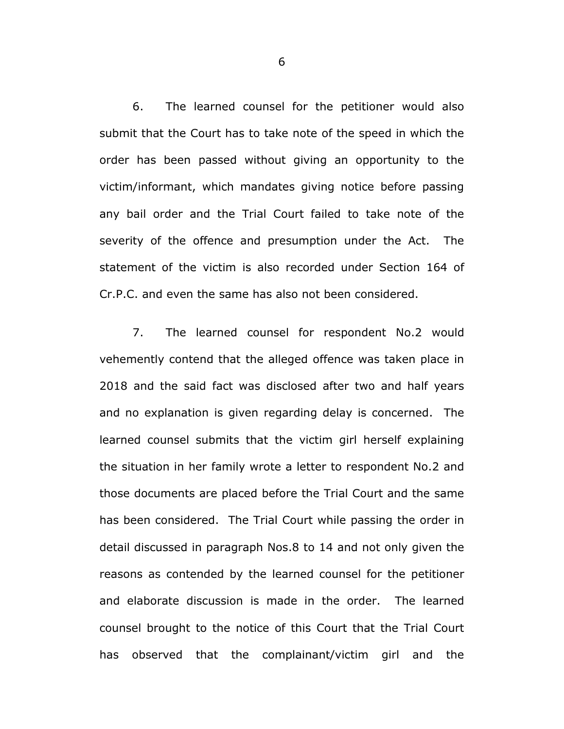6. The learned counsel for the petitioner would also submit that the Court has to take note of the speed in which the order has been passed without giving an opportunity to the victim/informant, which mandates giving notice before passing any bail order and the Trial Court failed to take note of the severity of the offence and presumption under the Act. The statement of the victim is also recorded under Section 164 of Cr.P.C. and even the same has also not been considered.

7. The learned counsel for respondent No.2 would vehemently contend that the alleged offence was taken place in 2018 and the said fact was disclosed after two and half years and no explanation is given regarding delay is concerned. The learned counsel submits that the victim girl herself explaining the situation in her family wrote a letter to respondent No.2 and those documents are placed before the Trial Court and the same has been considered. The Trial Court while passing the order in detail discussed in paragraph Nos.8 to 14 and not only given the reasons as contended by the learned counsel for the petitioner and elaborate discussion is made in the order. The learned counsel brought to the notice of this Court that the Trial Court has observed that the complainant/victim girl and the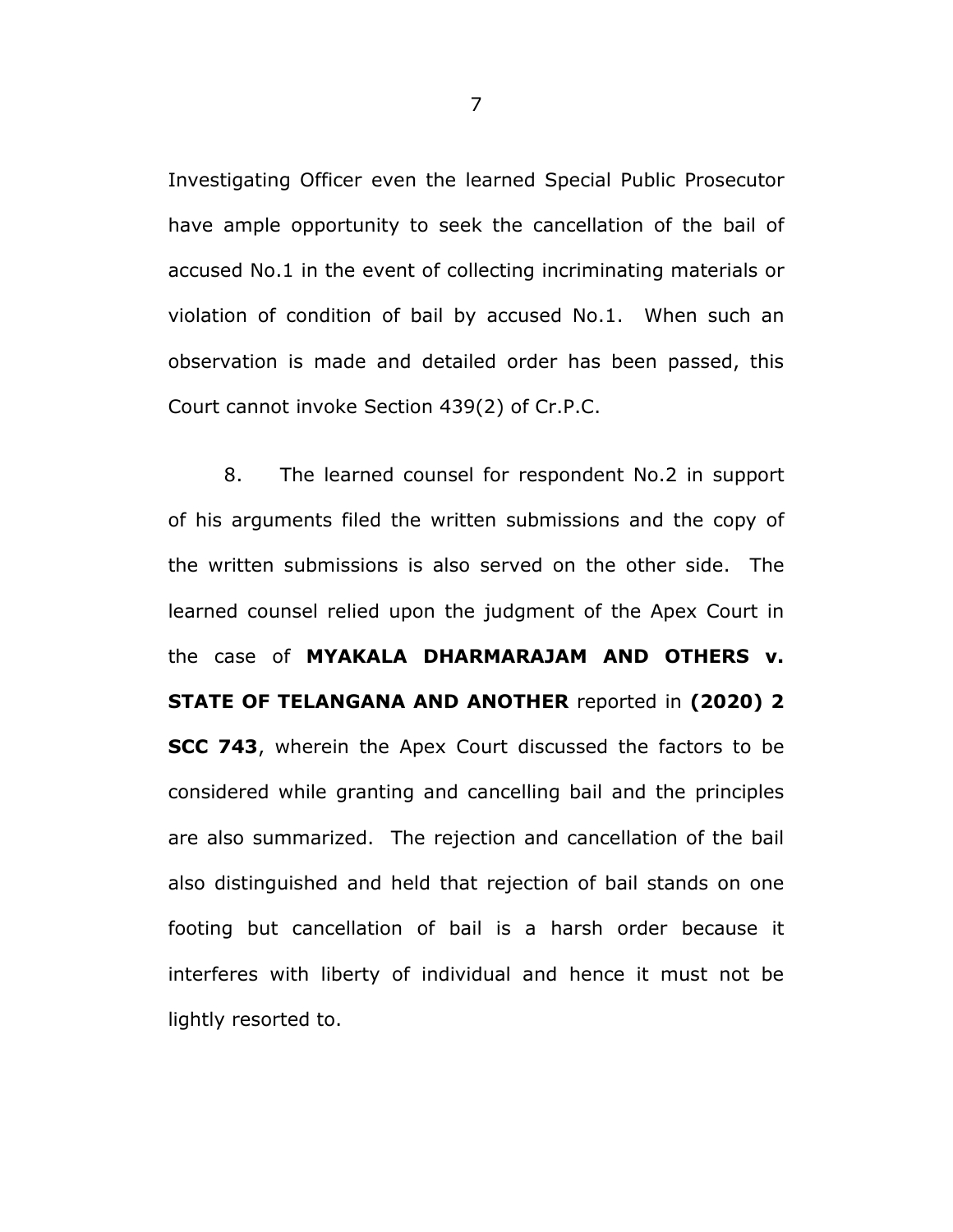Investigating Officer even the learned Special Public Prosecutor have ample opportunity to seek the cancellation of the bail of accused No.1 in the event of collecting incriminating materials or violation of condition of bail by accused No.1. When such an observation is made and detailed order has been passed, this Court cannot invoke Section 439(2) of Cr.P.C.

8. The learned counsel for respondent No.2 in support of his arguments filed the written submissions and the copy of the written submissions is also served on the other side. The learned counsel relied upon the judgment of the Apex Court in the case of **MYAKALA DHARMARAJAM AND OTHERS v. STATE OF TELANGANA AND ANOTHER** reported in **(2020) 2 SCC 743**, wherein the Apex Court discussed the factors to be considered while granting and cancelling bail and the principles are also summarized. The rejection and cancellation of the bail also distinguished and held that rejection of bail stands on one footing but cancellation of bail is a harsh order because it interferes with liberty of individual and hence it must not be lightly resorted to.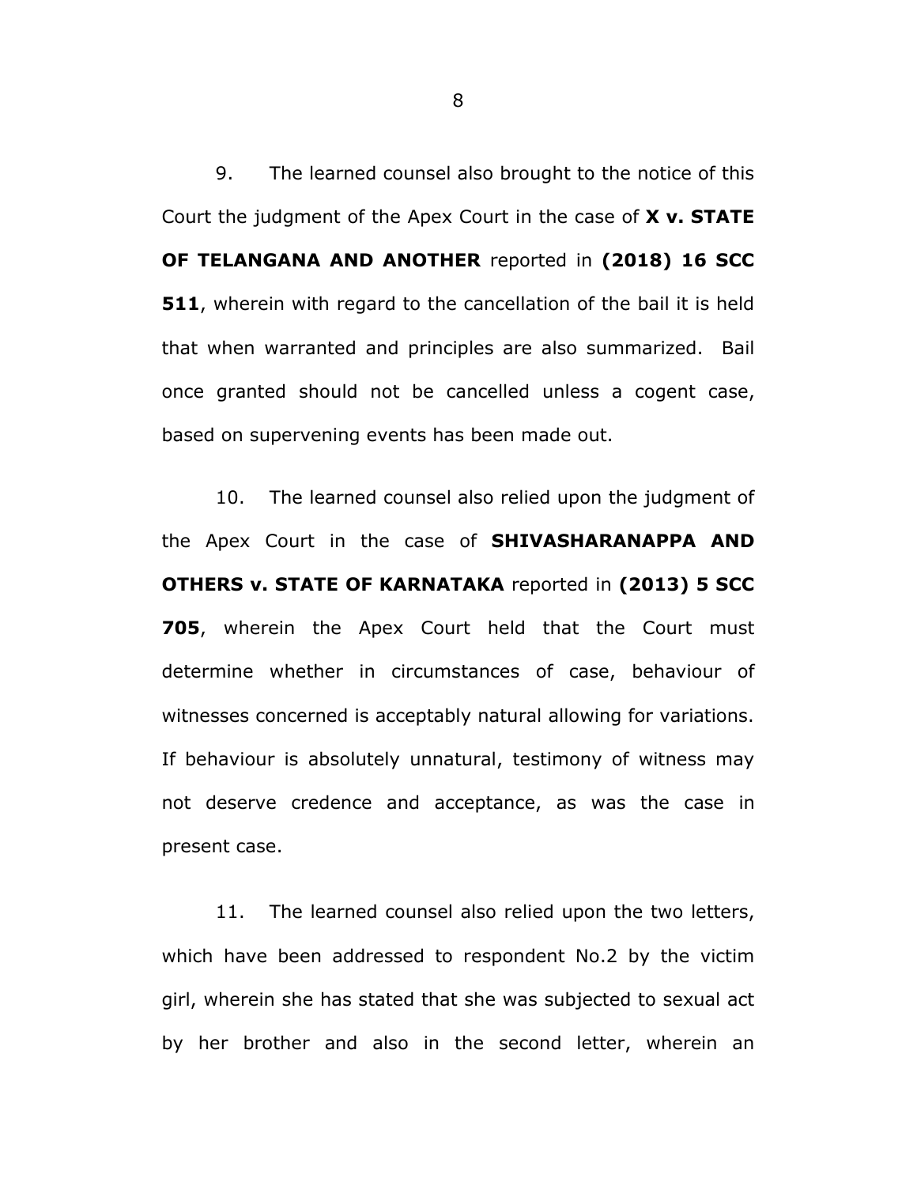9. The learned counsel also brought to the notice of this Court the judgment of the Apex Court in the case of **X v. STATE OF TELANGANA AND ANOTHER** reported in **(2018) 16 SCC 511**, wherein with regard to the cancellation of the bail it is held that when warranted and principles are also summarized. Bail once granted should not be cancelled unless a cogent case, based on supervening events has been made out.

10. The learned counsel also relied upon the judgment of the Apex Court in the case of **SHIVASHARANAPPA AND OTHERS v. STATE OF KARNATAKA** reported in **(2013) 5 SCC 705**, wherein the Apex Court held that the Court must determine whether in circumstances of case, behaviour of witnesses concerned is acceptably natural allowing for variations. If behaviour is absolutely unnatural, testimony of witness may not deserve credence and acceptance, as was the case in present case.

11. The learned counsel also relied upon the two letters, which have been addressed to respondent No.2 by the victim girl, wherein she has stated that she was subjected to sexual act by her brother and also in the second letter, wherein an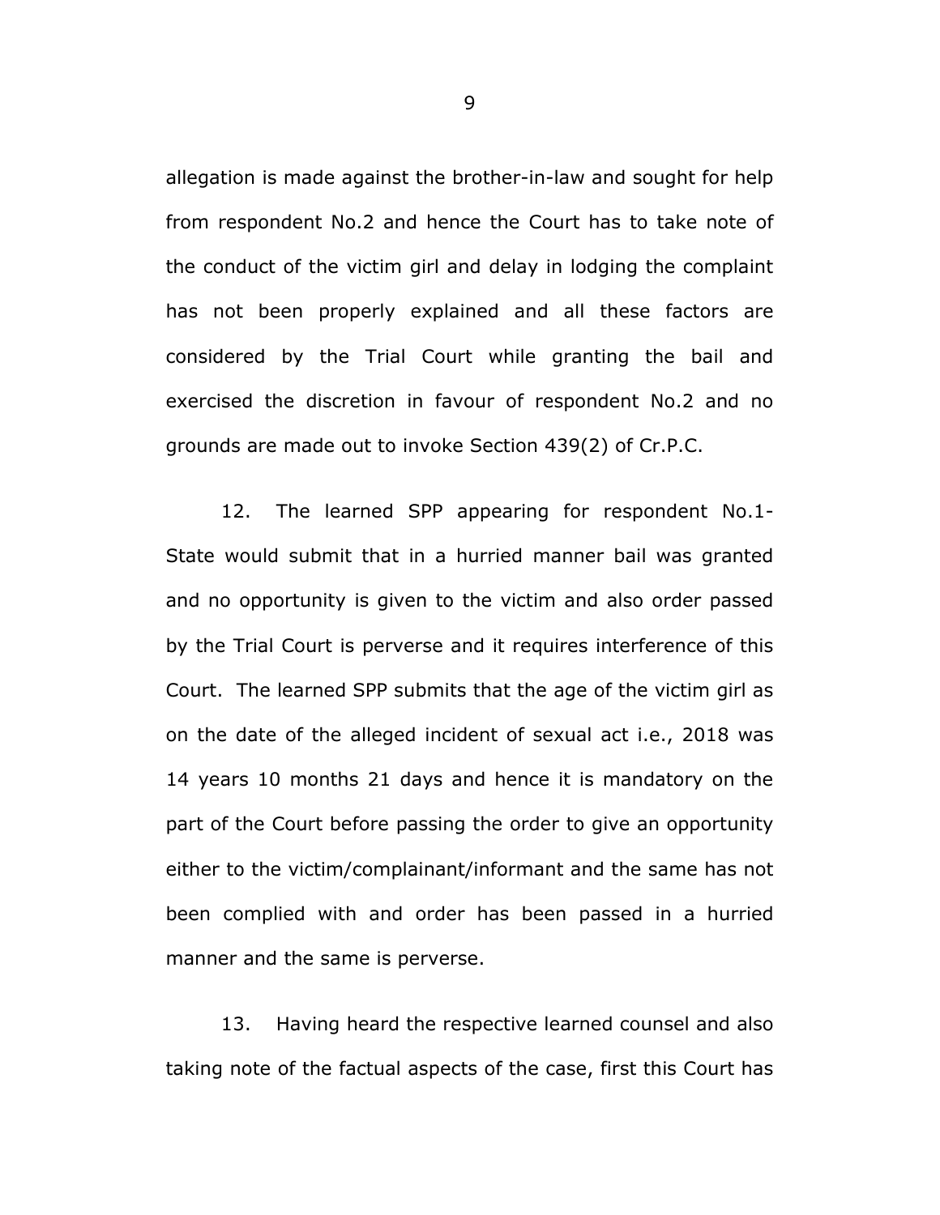allegation is made against the brother-in-law and sought for help from respondent No.2 and hence the Court has to take note of the conduct of the victim girl and delay in lodging the complaint has not been properly explained and all these factors are considered by the Trial Court while granting the bail and exercised the discretion in favour of respondent No.2 and no grounds are made out to invoke Section 439(2) of Cr.P.C.

12. The learned SPP appearing for respondent No.1-State would submit that in a hurried manner bail was granted and no opportunity is given to the victim and also order passed by the Trial Court is perverse and it requires interference of this Court. The learned SPP submits that the age of the victim girl as on the date of the alleged incident of sexual act i.e., 2018 was 14 years 10 months 21 days and hence it is mandatory on the part of the Court before passing the order to give an opportunity either to the victim/complainant/informant and the same has not been complied with and order has been passed in a hurried manner and the same is perverse.

13. Having heard the respective learned counsel and also taking note of the factual aspects of the case, first this Court has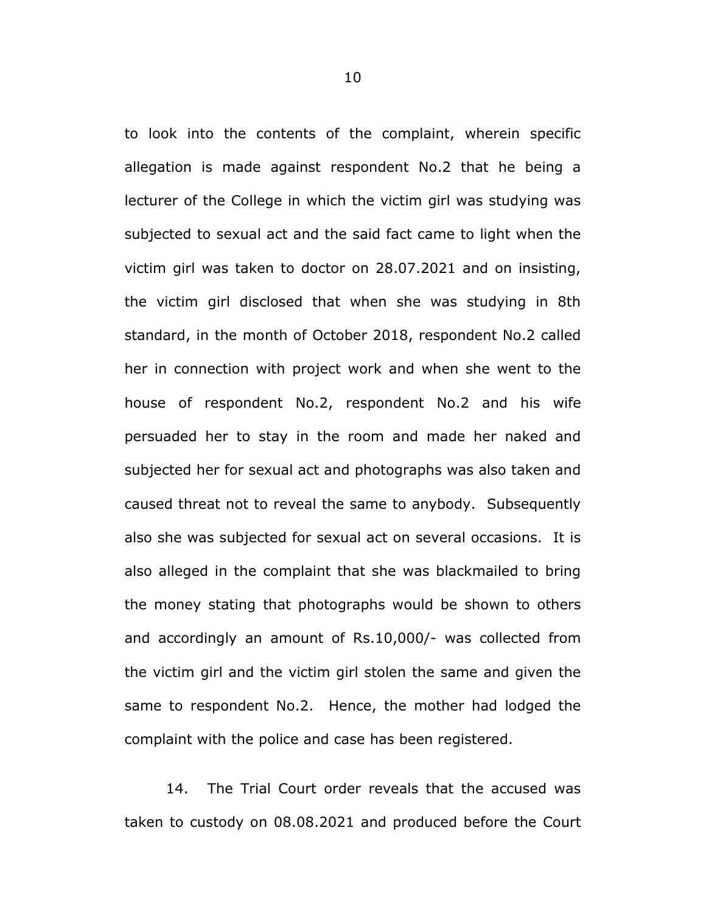to look into the contents of the complaint, wherein specific allegation is made against respondent No.2 that he being a lecturer of the College in which the victim girl was studying was subjected to sexual act and the said fact came to light when the victim girl was taken to doctor on 28.07.2021 and on insisting, the victim girl disclosed that when she was studying in 8th standard, in the month of October 2018, respondent No.2 called her in connection with project work and when she went to the house of respondent No.2, respondent No.2 and his wife persuaded her to stay in the room and made her naked and subjected her for sexual act and photographs was also taken and caused threat not to reveal the same to anybody. Subsequently also she was subjected for sexual act on several occasions. It is also alleged in the complaint that she was blackmailed to bring the money stating that photographs would be shown to others and accordingly an amount of Rs.10,000/- was collected from the victim girl and the victim girl stolen the same and given the same to respondent No.2. Hence, the mother had lodged the complaint with the police and case has been registered.

14. The Trial Court order reveals that the accused was taken to custody on 08.08.2021 and produced before the Court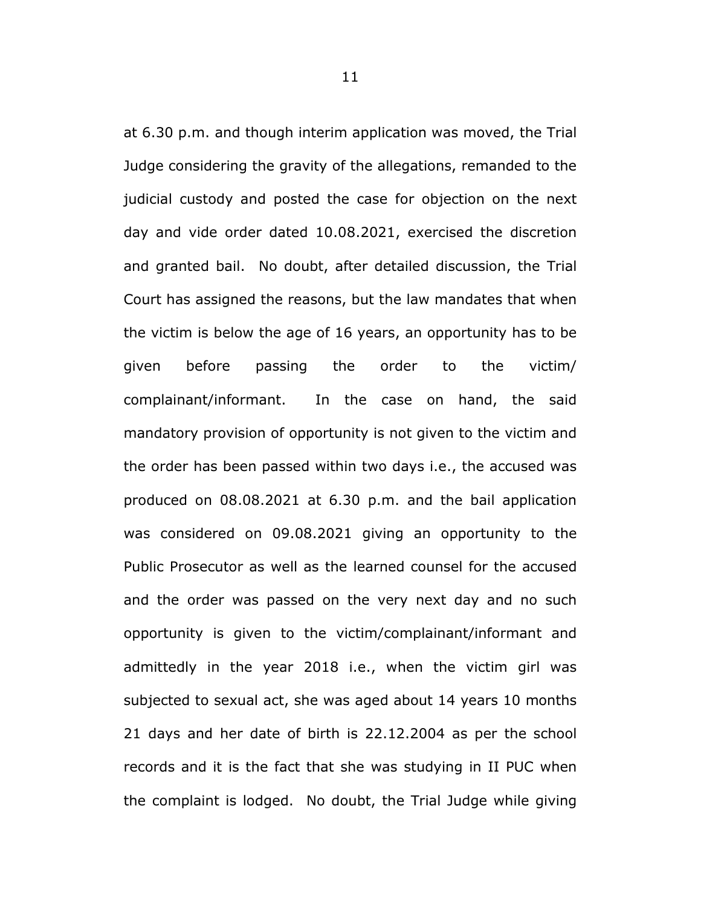at 6.30 p.m. and though interim application was moved, the Trial Judge considering the gravity of the allegations, remanded to the judicial custody and posted the case for objection on the next day and vide order dated 10.08.2021, exercised the discretion and granted bail. No doubt, after detailed discussion, the Trial Court has assigned the reasons, but the law mandates that when the victim is below the age of 16 years, an opportunity has to be given before passing the order to the victim/ complainant/informant. In the case on hand, the said mandatory provision of opportunity is not given to the victim and the order has been passed within two days i.e., the accused was produced on 08.08.2021 at 6.30 p.m. and the bail application was considered on 09.08.2021 giving an opportunity to the Public Prosecutor as well as the learned counsel for the accused and the order was passed on the very next day and no such opportunity is given to the victim/complainant/informant and admittedly in the year 2018 i.e., when the victim girl was subjected to sexual act, she was aged about 14 years 10 months 21 days and her date of birth is 22.12.2004 as per the school records and it is the fact that she was studying in II PUC when the complaint is lodged. No doubt, the Trial Judge while giving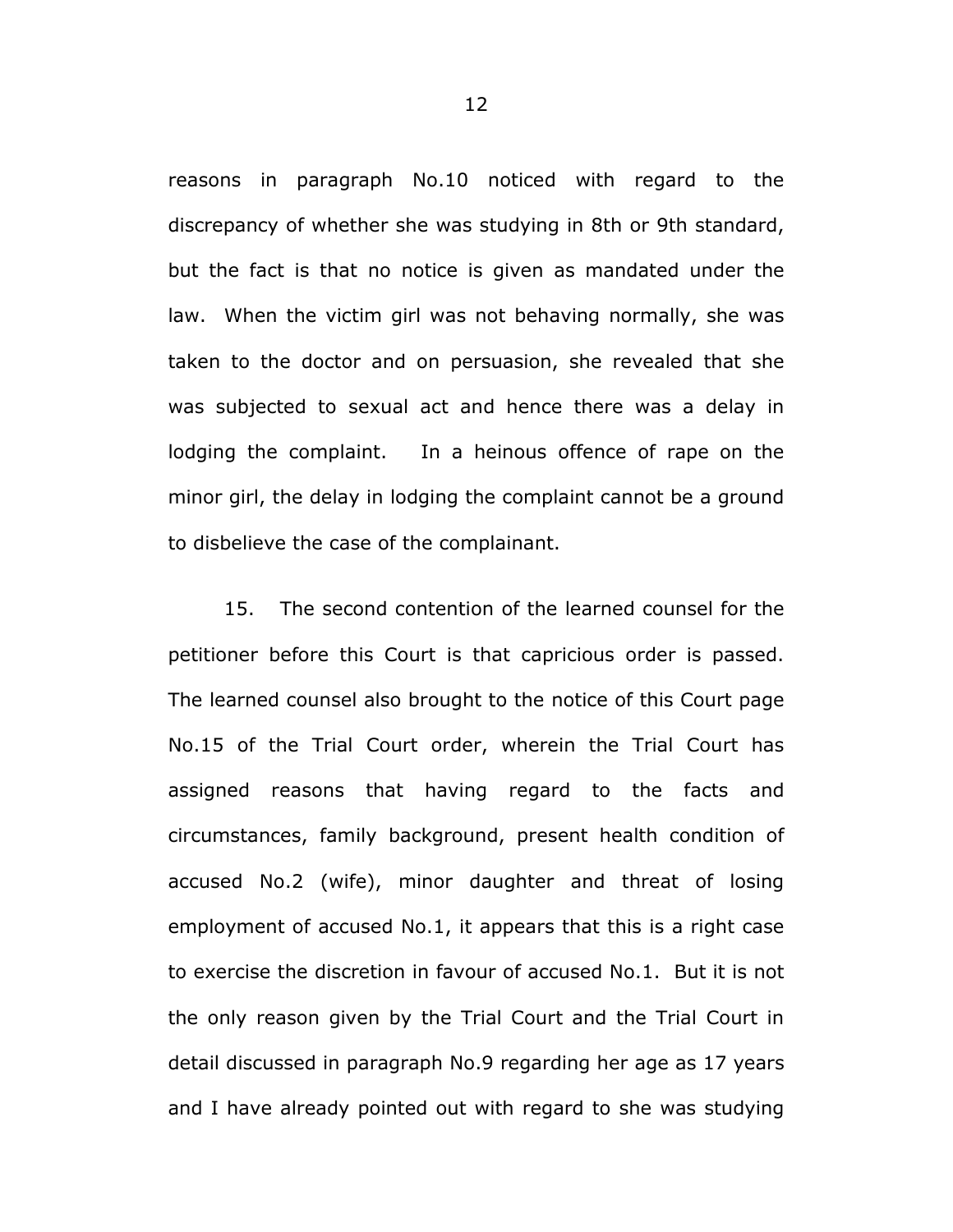reasons in paragraph No.10 noticed with regard to the discrepancy of whether she was studying in 8th or 9th standard, but the fact is that no notice is given as mandated under the law. When the victim girl was not behaving normally, she was taken to the doctor and on persuasion, she revealed that she was subjected to sexual act and hence there was a delay in lodging the complaint. In a heinous offence of rape on the minor girl, the delay in lodging the complaint cannot be a ground to disbelieve the case of the complainant.

15. The second contention of the learned counsel for the petitioner before this Court is that capricious order is passed. The learned counsel also brought to the notice of this Court page No.15 of the Trial Court order, wherein the Trial Court has assigned reasons that having regard to the facts and circumstances, family background, present health condition of accused No.2 (wife), minor daughter and threat of losing employment of accused No.1, it appears that this is a right case to exercise the discretion in favour of accused No.1. But it is not the only reason given by the Trial Court and the Trial Court in detail discussed in paragraph No.9 regarding her age as 17 years and I have already pointed out with regard to she was studying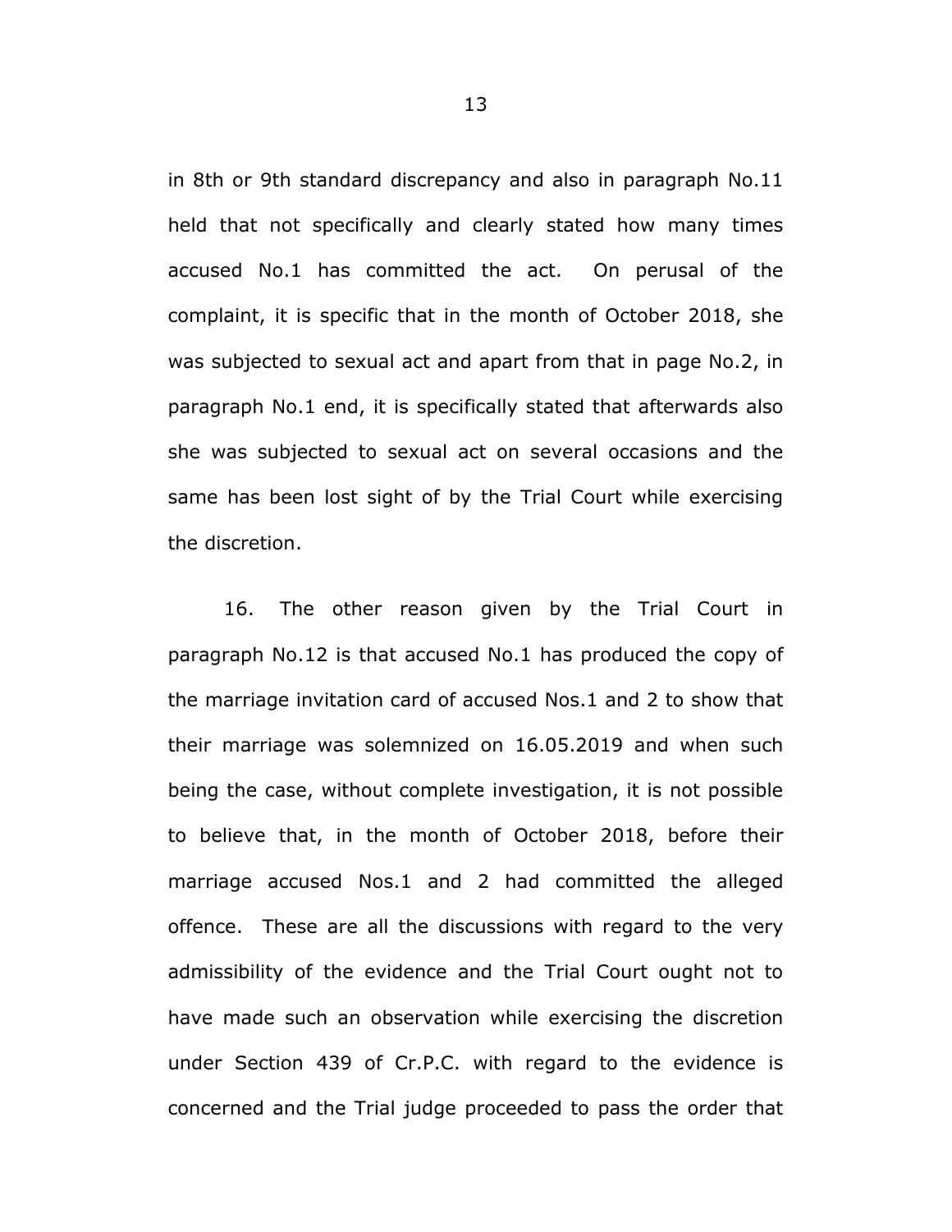in 8th or 9th standard discrepancy and also in paragraph No.11 held that not specifically and clearly stated how many times accused No.1 has committed the act. On perusal of the complaint, it is specific that in the month of October 2018, she was subjected to sexual act and apart from that in page No.2, in paragraph No.1 end, it is specifically stated that afterwards also she was subjected to sexual act on several occasions and the same has been lost sight of by the Trial Court while exercising the discretion.

16. The other reason given by the Trial Court in paragraph No.12 is that accused No.1 has produced the copy of the marriage invitation card of accused Nos.1 and 2 to show that their marriage was solemnized on 16.05.2019 and when such being the case, without complete investigation, it is not possible to believe that, in the month of October 2018, before their marriage accused Nos.1 and 2 had committed the alleged offence. These are all the discussions with regard to the very admissibility of the evidence and the Trial Court ought not to have made such an observation while exercising the discretion under Section 439 of Cr.P.C. with regard to the evidence is concerned and the Trial judge proceeded to pass the order that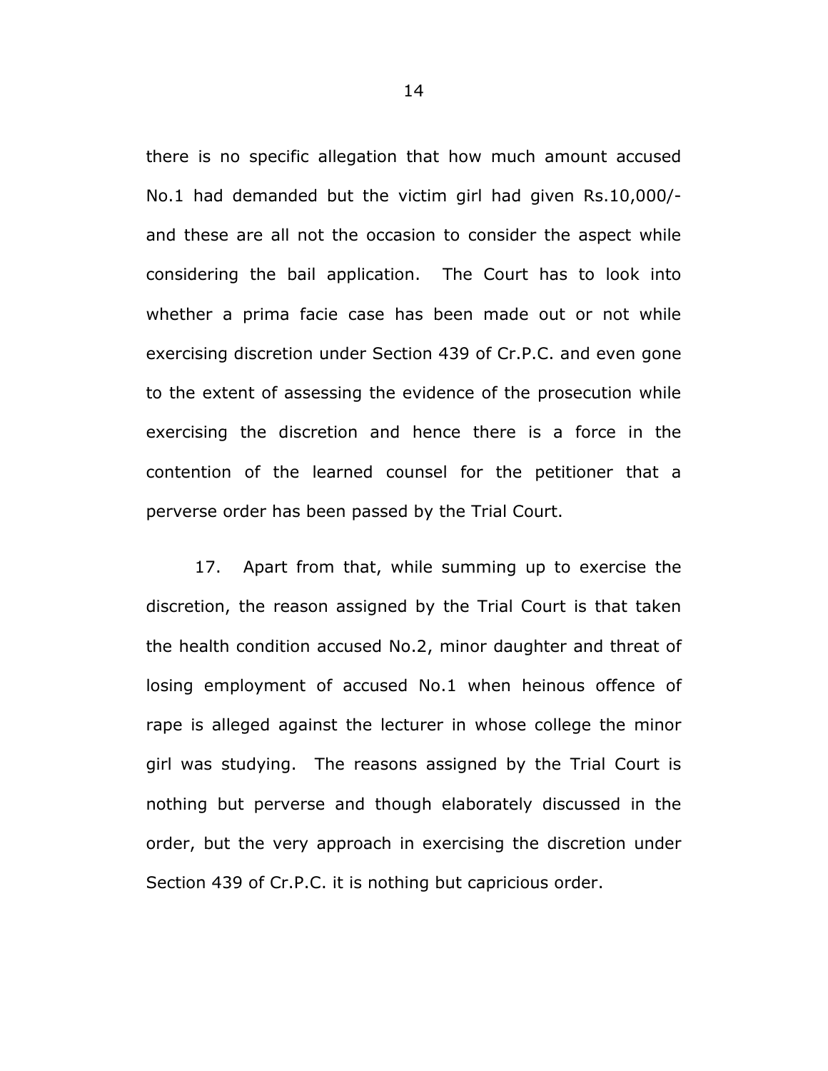there is no specific allegation that how much amount accused No.1 had demanded but the victim girl had given Rs.10,000/- and these are all not the occasion to consider the aspect while considering the bail application. The Court has to look into whether a prima facie case has been made out or not while exercising discretion under Section 439 of Cr.P.C. and even gone to the extent of assessing the evidence of the prosecution while exercising the discretion and hence there is a force in the contention of the learned counsel for the petitioner that a perverse order has been passed by the Trial Court.

17. Apart from that, while summing up to exercise the discretion, the reason assigned by the Trial Court is that taken the health condition accused No.2, minor daughter and threat of losing employment of accused No.1 when heinous offence of rape is alleged against the lecturer in whose college the minor girl was studying. The reasons assigned by the Trial Court is nothing but perverse and though elaborately discussed in the order, but the very approach in exercising the discretion under Section 439 of Cr.P.C. it is nothing but capricious order.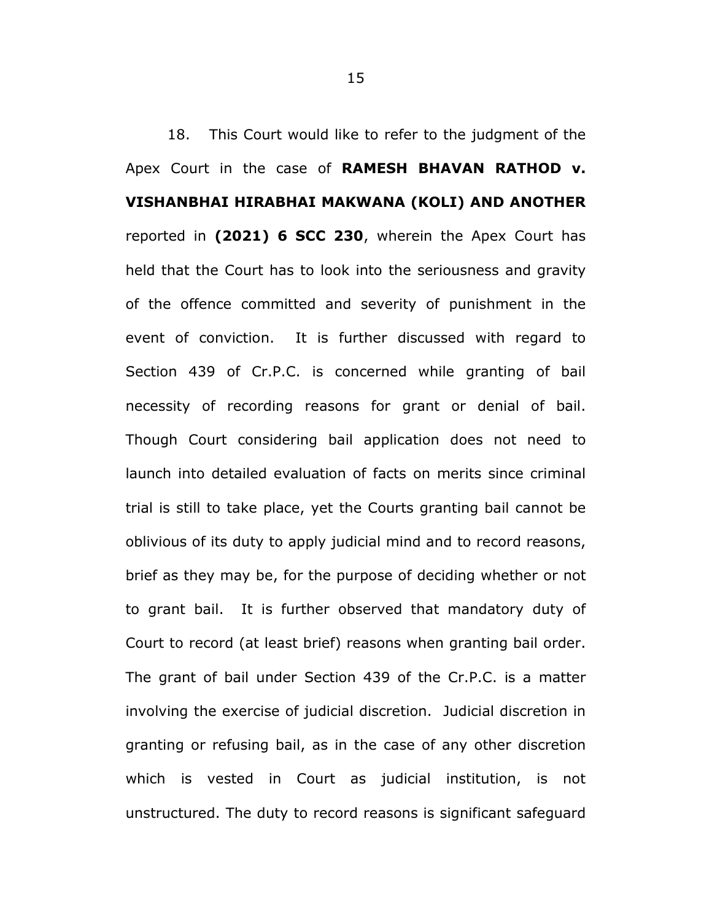18. This Court would like to refer to the judgment of the Apex Court in the case of **RAMESH BHAVAN RATHOD v. VISHANBHAI HIRABHAI MAKWANA (KOLI) AND ANOTHER** reported in **(2021) 6 SCC 230**, wherein the Apex Court has held that the Court has to look into the seriousness and gravity of the offence committed and severity of punishment in the event of conviction. It is further discussed with regard to Section 439 of Cr.P.C. is concerned while granting of bail necessity of recording reasons for grant or denial of bail. Though Court considering bail application does not need to launch into detailed evaluation of facts on merits since criminal trial is still to take place, yet the Courts granting bail cannot be oblivious of its duty to apply judicial mind and to record reasons, brief as they may be, for the purpose of deciding whether or not to grant bail. It is further observed that mandatory duty of Court to record (at least brief) reasons when granting bail order. The grant of bail under Section 439 of the Cr.P.C. is a matter involving the exercise of judicial discretion. Judicial discretion in granting or refusing bail, as in the case of any other discretion which is vested in Court as judicial institution, is not unstructured. The duty to record reasons is significant safeguard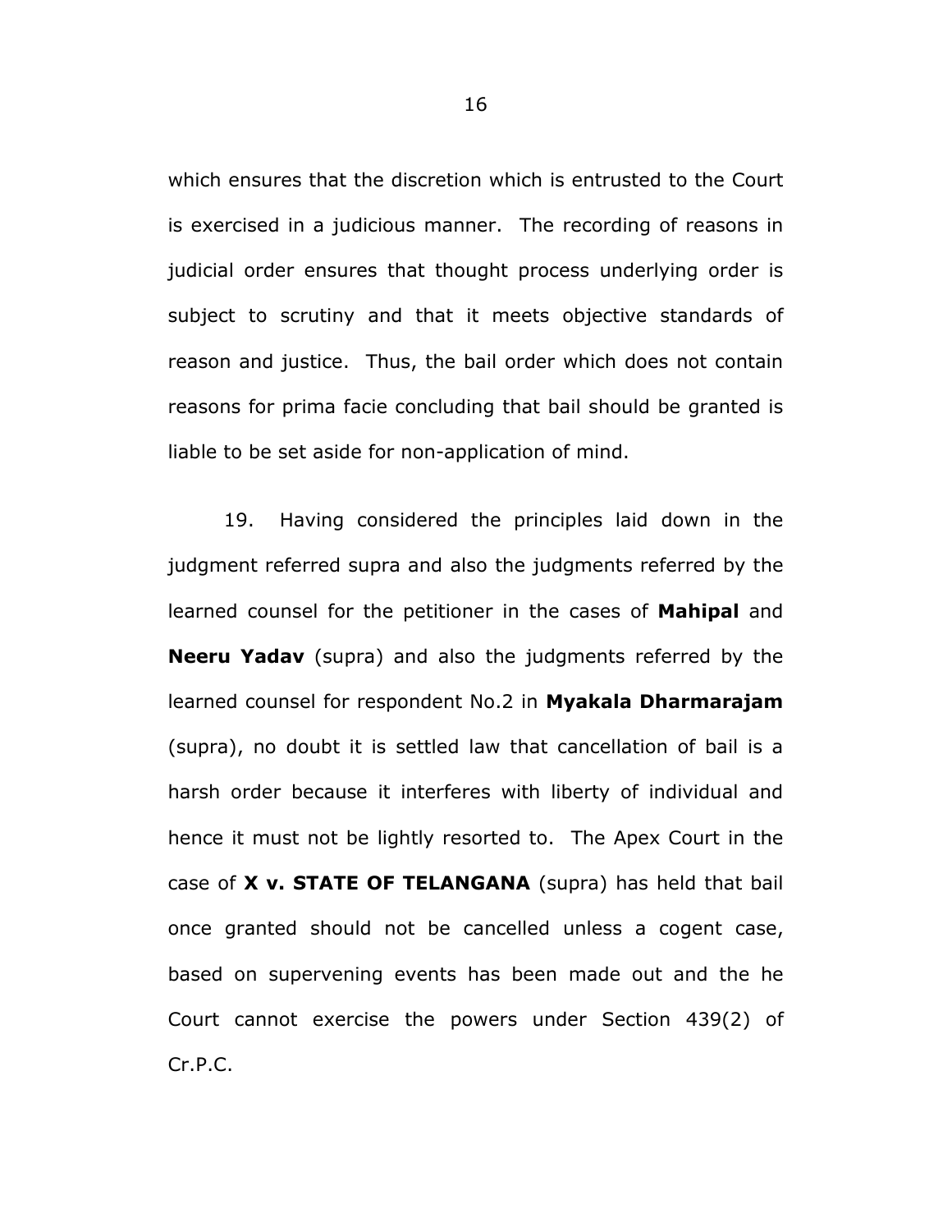which ensures that the discretion which is entrusted to the Court is exercised in a judicious manner. The recording of reasons in judicial order ensures that thought process underlying order is subject to scrutiny and that it meets objective standards of reason and justice. Thus, the bail order which does not contain reasons for prima facie concluding that bail should be granted is liable to be set aside for non-application of mind.

19. Having considered the principles laid down in the judgment referred supra and also the judgments referred by the learned counsel for the petitioner in the cases of **Mahipal** and **Neeru Yadav** (supra) and also the judgments referred by the learned counsel for respondent No.2 in **Myakala Dharmarajam** (supra), no doubt it is settled law that cancellation of bail is a harsh order because it interferes with liberty of individual and hence it must not be lightly resorted to. The Apex Court in the case of **X v. STATE OF TELANGANA** (supra) has held that bail once granted should not be cancelled unless a cogent case, based on supervening events has been made out and the he Court cannot exercise the powers under Section 439(2) of Cr.P.C.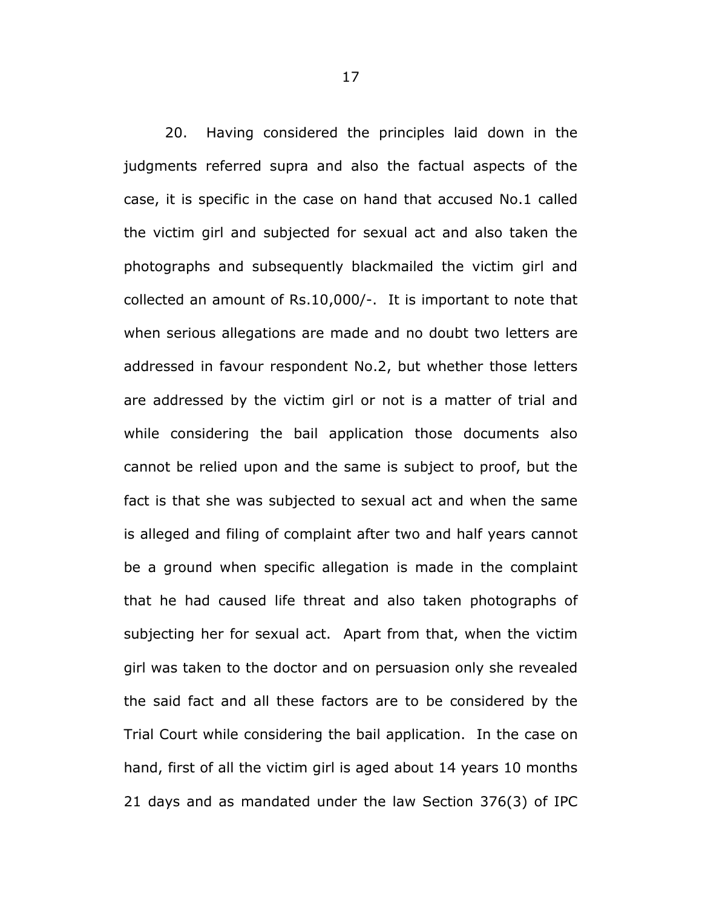20. Having considered the principles laid down in the judgments referred supra and also the factual aspects of the case, it is specific in the case on hand that accused No.1 called the victim girl and subjected for sexual act and also taken the photographs and subsequently blackmailed the victim girl and collected an amount of Rs.10,000/-. It is important to note that when serious allegations are made and no doubt two letters are addressed in favour respondent No.2, but whether those letters are addressed by the victim girl or not is a matter of trial and while considering the bail application those documents also cannot be relied upon and the same is subject to proof, but the fact is that she was subjected to sexual act and when the same is alleged and filing of complaint after two and half years cannot be a ground when specific allegation is made in the complaint that he had caused life threat and also taken photographs of subjecting her for sexual act. Apart from that, when the victim girl was taken to the doctor and on persuasion only she revealed the said fact and all these factors are to be considered by the Trial Court while considering the bail application. In the case on hand, first of all the victim girl is aged about 14 years 10 months 21 days and as mandated under the law Section 376(3) of IPC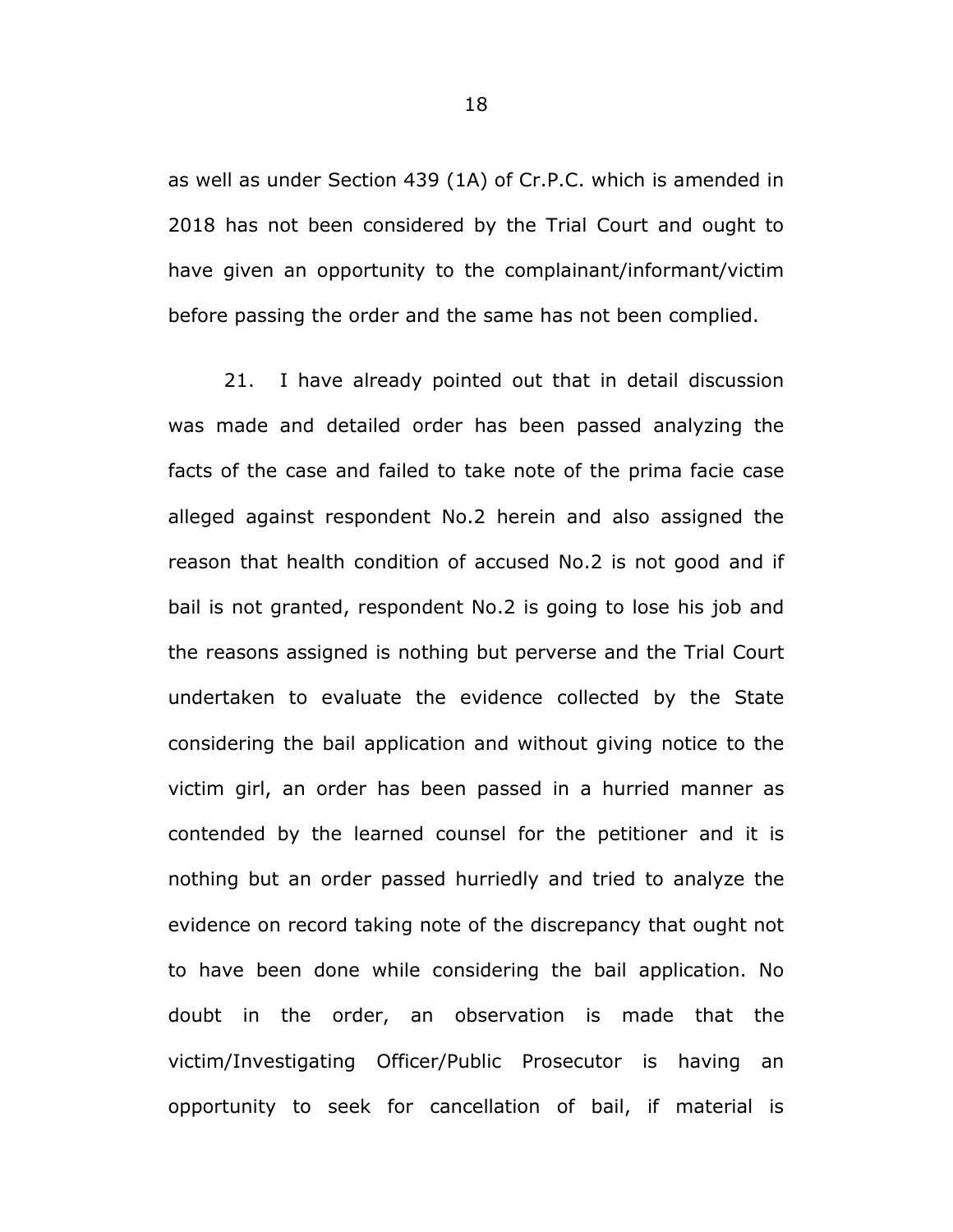as well as under Section 439 (1A) of Cr.P.C. which is amended in 2018 has not been considered by the Trial Court and ought to have given an opportunity to the complainant/informant/victim before passing the order and the same has not been complied.

21. I have already pointed out that in detail discussion was made and detailed order has been passed analyzing the facts of the case and failed to take note of the prima facie case alleged against respondent No.2 herein and also assigned the reason that health condition of accused No.2 is not good and if bail is not granted, respondent No.2 is going to lose his job and the reasons assigned is nothing but perverse and the Trial Court undertaken to evaluate the evidence collected by the State considering the bail application and without giving notice to the victim girl, an order has been passed in a hurried manner as contended by the learned counsel for the petitioner and it is nothing but an order passed hurriedly and tried to analyze the evidence on record taking note of the discrepancy that ought not to have been done while considering the bail application. No doubt in the order, an observation is made that the victim/Investigating Officer/Public Prosecutor is having an opportunity to seek for cancellation of bail, if material is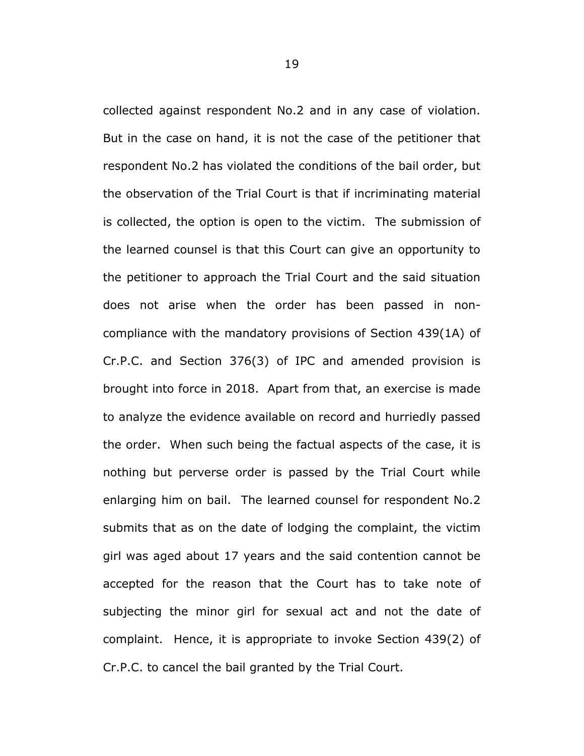collected against respondent No.2 and in any case of violation. But in the case on hand, it is not the case of the petitioner that respondent No.2 has violated the conditions of the bail order, but the observation of the Trial Court is that if incriminating material is collected, the option is open to the victim. The submission of the learned counsel is that this Court can give an opportunity to the petitioner to approach the Trial Court and the said situation does not arise when the order has been passed in non-compliance with the mandatory provisions of Section 439(1A) of Cr.P.C. and Section 376(3) of IPC and amended provision is brought into force in 2018. Apart from that, an exercise is made to analyze the evidence available on record and hurriedly passed the order. When such being the factual aspects of the case, it is nothing but perverse order is passed by the Trial Court while enlarging him on bail. The learned counsel for respondent No.2 submits that as on the date of lodging the complaint, the victim girl was aged about 17 years and the said contention cannot be accepted for the reason that the Court has to take note of subjecting the minor girl for sexual act and not the date of complaint. Hence, it is appropriate to invoke Section 439(2) of Cr.P.C. to cancel the bail granted by the Trial Court.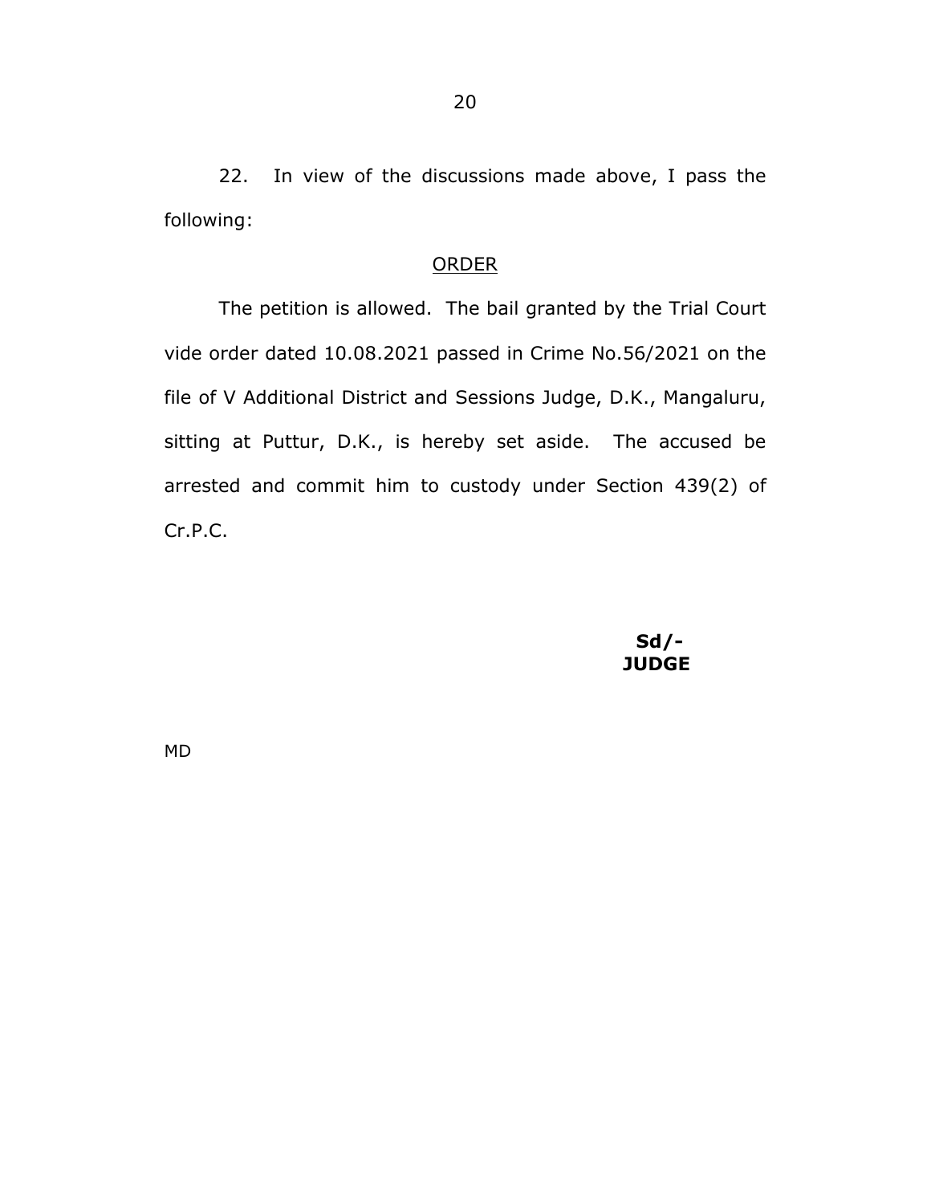22. In view of the discussions made above, I pass the following:

ORDER

The petition is allowed. The bail granted by the Trial Court vide order dated 10.08.2021 passed in Crime No.56/2021 on the file of V Additional District and Sessions Judge, D.K., Mangaluru, sitting at Puttur, D.K., is hereby set aside. The accused be arrested and commit him to custody under Section 439(2) of Cr.P.C.

**Sd/-**
**JUDGE**

MD